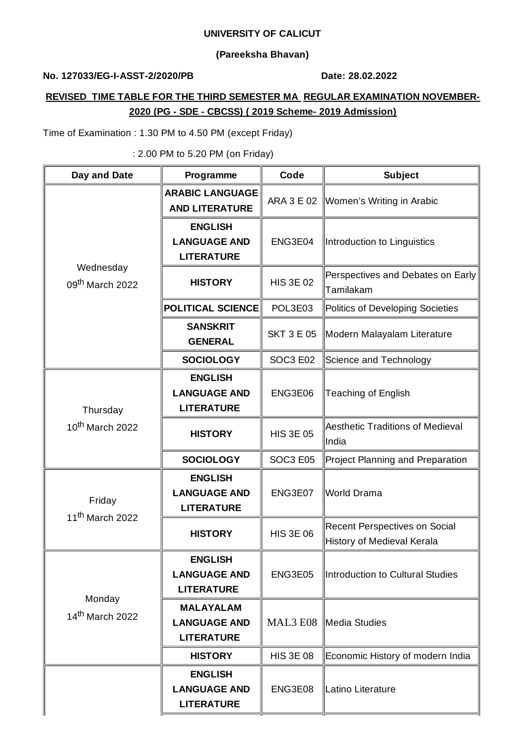**UNIVERSITY OF CALICUT**

**(Pareeksha Bhavan)**

**No. 127033/EG-I-ASST-2/2020/PB** **Date: 28.02.2022**

## REVISED TIME TABLE FOR THE THIRD SEMESTER MA REGULAR EXAMINATION NOVEMBER-2020 (PG - SDE - CBCSS) ( 2019 Scheme- 2019 Admission)

Time of Examination : 1.30 PM to 4.50 PM (except Friday)

: 2.00 PM to 5.20 PM (on Friday)

| Day and Date | Programme | Code | Subject |
|---|---|---|---|
| Wednesday 09th March 2022 | **ARABIC LANGUAGE AND LITERATURE** | ARA 3 E 02 | Women's Writing in Arabic |
| | **ENGLISH LANGUAGE AND LITERATURE** | ENG3E04 | Introduction to Linguistics |
| | **HISTORY** | HIS 3E 02 | Perspectives and Debates on Early Tamilakam |
| | **POLITICAL SCIENCE** | POL3E03 | Politics of Developing Societies |
| | **SANSKRIT GENERAL** | SKT 3 E 05 | Modern Malayalam Literature |
| | **SOCIOLOGY** | SOC3 E02 | Science and Technology |
| Thursday 10th March 2022 | **ENGLISH LANGUAGE AND LITERATURE** | ENG3E06 | Teaching of English |
| | **HISTORY** | HIS 3E 05 | Aesthetic Traditions of Medieval India |
| | **SOCIOLOGY** | SOC3 E05 | Project Planning and Preparation |
| Friday 11th March 2022 | **ENGLISH LANGUAGE AND LITERATURE** | ENG3E07 | World Drama |
| | **HISTORY** | HIS 3E 06 | Recent Perspectives on Social History of Medieval Kerala |
| Monday 14th March 2022 | **ENGLISH LANGUAGE AND LITERATURE** | ENG3E05 | Introduction to Cultural Studies |
| | **MALAYALAM LANGUAGE AND LITERATURE** | MAL3 E08 | Media Studies |
| | **HISTORY** | HIS 3E 08 | Economic History of modern India |
| | **ENGLISH LANGUAGE AND LITERATURE** | ENG3E08 | Latino Literature |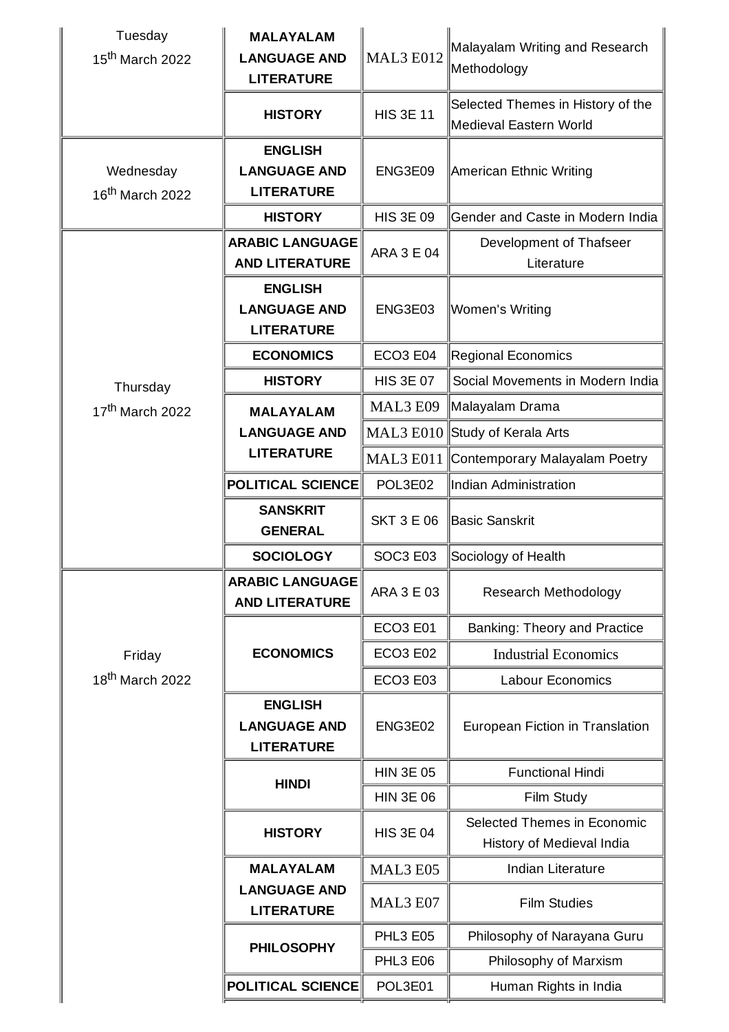| | | | |
|---|---|---|---|
| Tuesday 15th March 2022 | MALAYALAM LANGUAGE AND LITERATURE | MAL3 E012 | Malayalam Writing and Research Methodology |
| | HISTORY | HIS 3E 11 | Selected Themes in History of the Medieval Eastern World |
| Wednesday 16th March 2022 | ENGLISH LANGUAGE AND LITERATURE | ENG3E09 | American Ethnic Writing |
| | HISTORY | HIS 3E 09 | Gender and Caste in Modern India |
| Thursday 17th March 2022 | ARABIC LANGUAGE AND LITERATURE | ARA 3 E 04 | Development of Thafseer Literature |
| | ENGLISH LANGUAGE AND LITERATURE | ENG3E03 | Women's Writing |
| | ECONOMICS | ECO3 E04 | Regional Economics |
| | HISTORY | HIS 3E 07 | Social Movements in Modern India |
| | MALAYALAM LANGUAGE AND LITERATURE | MAL3 E09 | Malayalam Drama |
| | | MAL3 E010 | Study of Kerala Arts |
| | | MAL3 E011 | Contemporary Malayalam Poetry |
| | POLITICAL SCIENCE | POL3E02 | Indian Administration |
| | SANSKRIT GENERAL | SKT 3 E 06 | Basic Sanskrit |
| | SOCIOLOGY | SOC3 E03 | Sociology of Health |
| Friday 18th March 2022 | ARABIC LANGUAGE AND LITERATURE | ARA 3 E 03 | Research Methodology |
| | ECONOMICS | ECO3 E01 | Banking: Theory and Practice |
| | | ECO3 E02 | Industrial Economics |
| | | ECO3 E03 | Labour Economics |
| | ENGLISH LANGUAGE AND LITERATURE | ENG3E02 | European Fiction in Translation |
| | HINDI | HIN 3E 05 | Functional Hindi |
| | | HIN 3E 06 | Film Study |
| | HISTORY | HIS 3E 04 | Selected Themes in Economic History of Medieval India |
| | MALAYALAM LANGUAGE AND LITERATURE | MAL3 E05 | Indian Literature |
| | | MAL3 E07 | Film Studies |
| | PHILOSOPHY | PHL3 E05 | Philosophy of Narayana Guru |
| | | PHL3 E06 | Philosophy of Marxism |
| | POLITICAL SCIENCE | POL3E01 | Human Rights in India |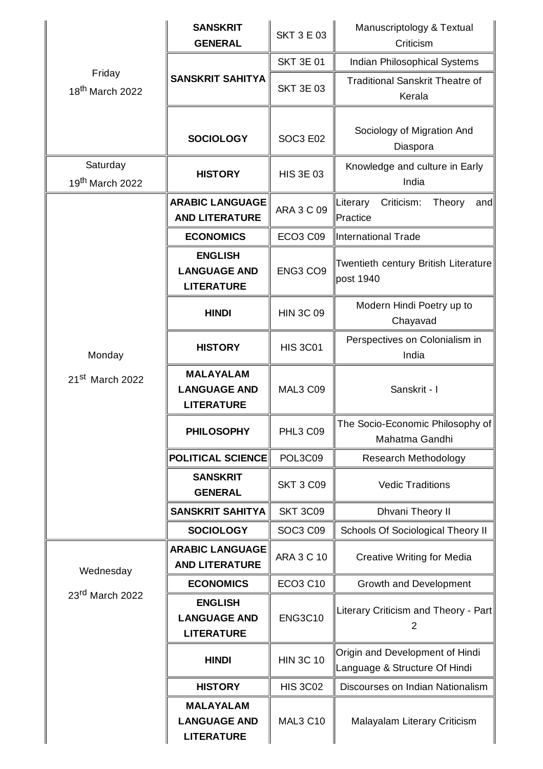| | | | |
|---|---|---|---|
| Friday 18th March 2022 | **SANSKRIT GENERAL** | SKT 3 E 03 | Manuscriptology & Textual Criticism |
| | **SANSKRIT SAHITYA** | SKT 3E 01 | Indian Philosophical Systems |
| | | SKT 3E 03 | Traditional Sanskrit Theatre of Kerala |
| | **SOCIOLOGY** | SOC3 E02 | Sociology of Migration And Diaspora |
| Saturday 19th March 2022 | **HISTORY** | HIS 3E 03 | Knowledge and culture in Early India |
| Monday 21st March 2022 | **ARABIC LANGUAGE AND LITERATURE** | ARA 3 C 09 | Literary Criticism: Theory and Practice |
| | **ECONOMICS** | ECO3 C09 | International Trade |
| | **ENGLISH LANGUAGE AND LITERATURE** | ENG3 CO9 | Twentieth century British Literature post 1940 |
| | **HINDI** | HIN 3C 09 | Modern Hindi Poetry up to Chayavad |
| | **HISTORY** | HIS 3C01 | Perspectives on Colonialism in India |
| | **MALAYALAM LANGUAGE AND LITERATURE** | MAL3 C09 | Sanskrit - I |
| | **PHILOSOPHY** | PHL3 C09 | The Socio-Economic Philosophy of Mahatma Gandhi |
| | **POLITICAL SCIENCE** | POL3C09 | Research Methodology |
| | **SANSKRIT GENERAL** | SKT 3 C09 | Vedic Traditions |
| | **SANSKRIT SAHITYA** | SKT 3C09 | Dhvani Theory II |
| | **SOCIOLOGY** | SOC3 C09 | Schools Of Sociological Theory II |
| Wednesday 23rd March 2022 | **ARABIC LANGUAGE AND LITERATURE** | ARA 3 C 10 | Creative Writing for Media |
| | **ECONOMICS** | ECO3 C10 | Growth and Development |
| | **ENGLISH LANGUAGE AND LITERATURE** | ENG3C10 | Literary Criticism and Theory - Part 2 |
| | **HINDI** | HIN 3C 10 | Origin and Development of Hindi Language & Structure Of Hindi |
| | **HISTORY** | HIS 3C02 | Discourses on Indian Nationalism |
| | **MALAYALAM LANGUAGE AND LITERATURE** | MAL3 C10 | Malayalam Literary Criticism |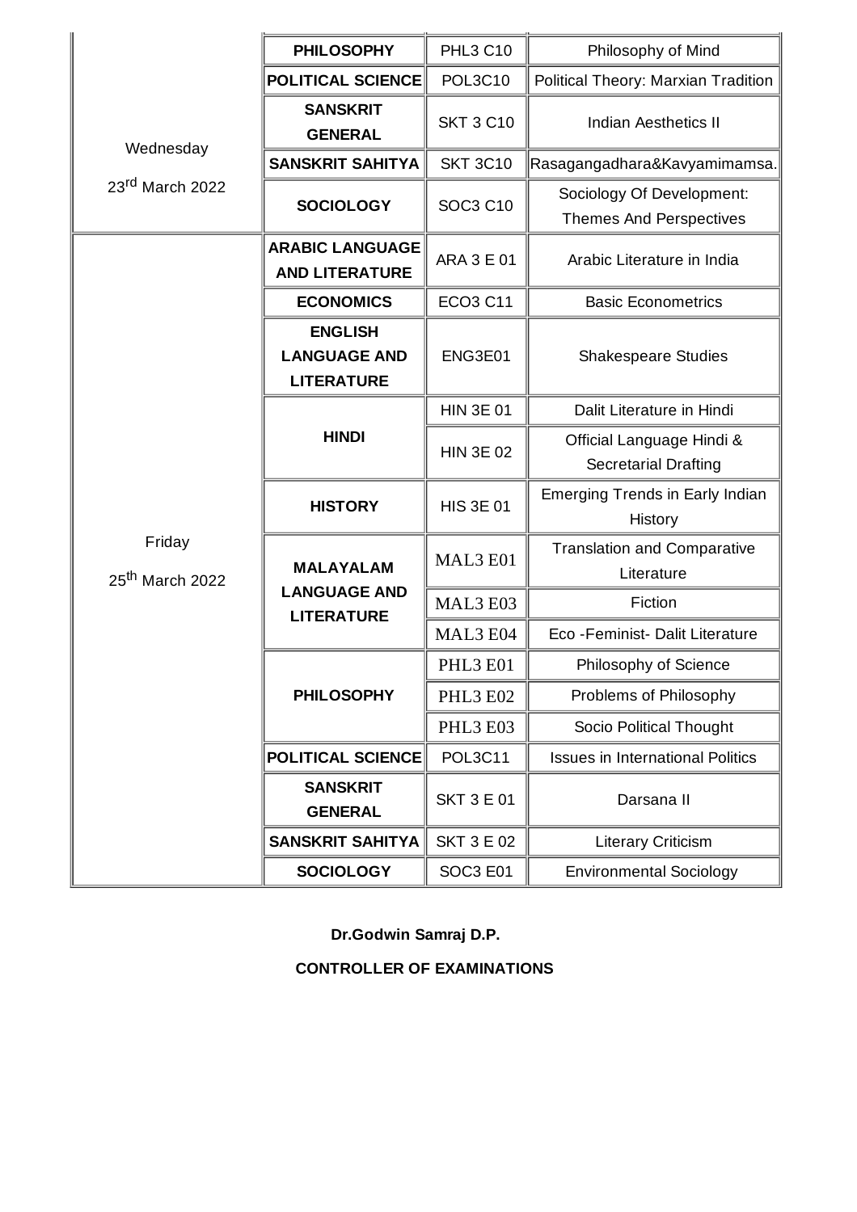| | | | |
|---|---|---|---|
| Wednesday 23rd March 2022 | **PHILOSOPHY** | PHL3 C10 | Philosophy of Mind |
| | **POLITICAL SCIENCE** | POL3C10 | Political Theory: Marxian Tradition |
| | **SANSKRIT GENERAL** | SKT 3 C10 | Indian Aesthetics II |
| | **SANSKRIT SAHITYA** | SKT 3C10 | Rasagangadhara&Kavyamimamsa. |
| | **SOCIOLOGY** | SOC3 C10 | Sociology Of Development: Themes And Perspectives |
| Friday 25th March 2022 | **ARABIC LANGUAGE AND LITERATURE** | ARA 3 E 01 | Arabic Literature in India |
| | **ECONOMICS** | ECO3 C11 | Basic Econometrics |
| | **ENGLISH LANGUAGE AND LITERATURE** | ENG3E01 | Shakespeare Studies |
| | **HINDI** | HIN 3E 01 | Dalit Literature in Hindi |
| | | HIN 3E 02 | Official Language Hindi & Secretarial Drafting |
| | **HISTORY** | HIS 3E 01 | Emerging Trends in Early Indian History |
| | **MALAYALAM LANGUAGE AND LITERATURE** | MAL3 E01 | Translation and Comparative Literature |
| | | MAL3 E03 | Fiction |
| | | MAL3 E04 | Eco -Feminist- Dalit Literature |
| | **PHILOSOPHY** | PHL3 E01 | Philosophy of Science |
| | | PHL3 E02 | Problems of Philosophy |
| | | PHL3 E03 | Socio Political Thought |
| | **POLITICAL SCIENCE** | POL3C11 | Issues in International Politics |
| | **SANSKRIT GENERAL** | SKT 3 E 01 | Darsana II |
| | **SANSKRIT SAHITYA** | SKT 3 E 02 | Literary Criticism |
| | **SOCIOLOGY** | SOC3 E01 | Environmental Sociology |

**Dr.Godwin Samraj D.P.**

**CONTROLLER OF EXAMINATIONS**